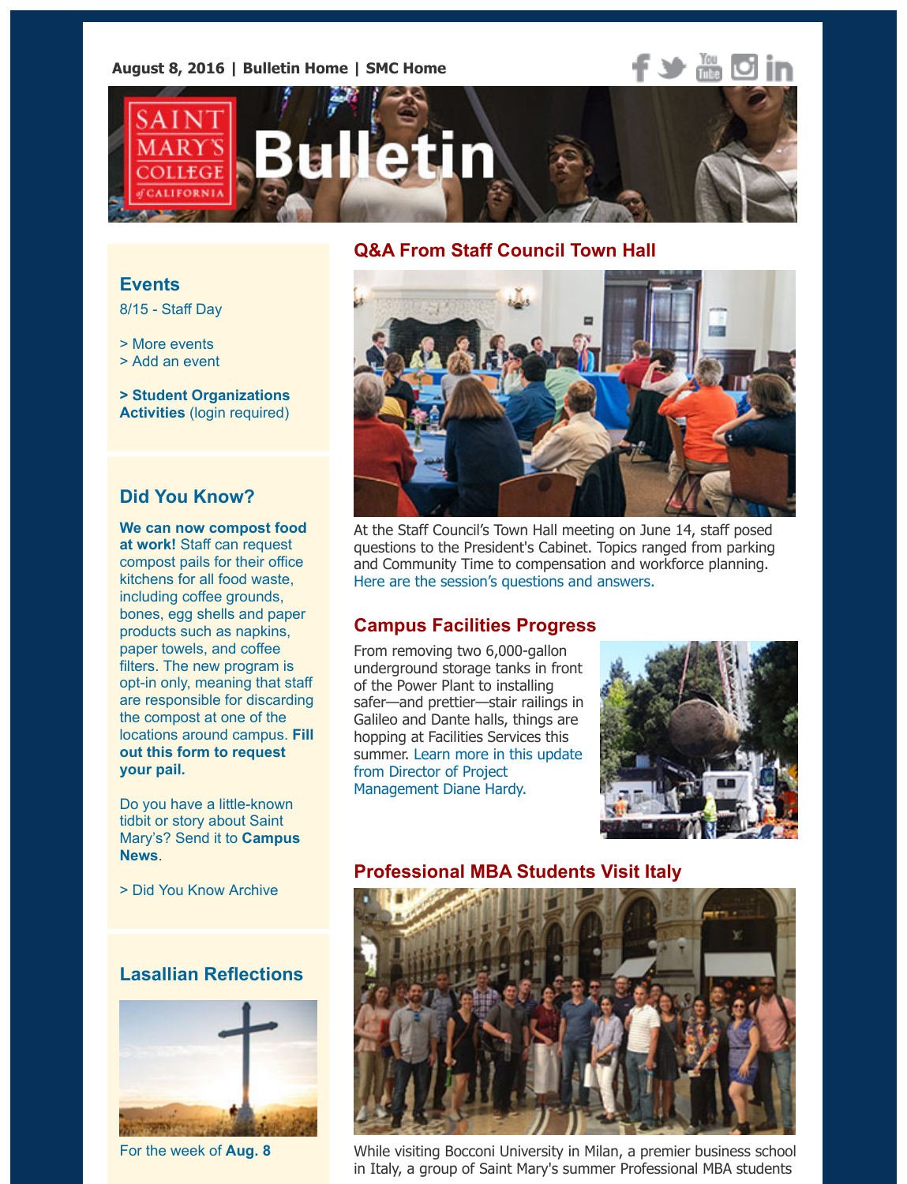August 8, 2016 | Bulletin Home | SMC Home

# Saint Mary's College of California Bulletin

## Events

8/15 - Staff Day

> More events
> Add an event

**> Student Organizations Activities** (login required)

## Did You Know?

**We can now compost food at work!** Staff can request compost pails for their office kitchens for all food waste, including coffee grounds, bones, egg shells and paper products such as napkins, paper towels, and coffee filters. The new program is opt-in only, meaning that staff are responsible for discarding the compost at one of the locations around campus. **Fill out this form to request your pail.**

Do you have a little-known tidbit or story about Saint Mary's? Send it to **Campus News**.

> Did You Know Archive

## Lasallian Reflections

For the week of **Aug. 8**

## Q&A From Staff Council Town Hall

At the Staff Council's Town Hall meeting on June 14, staff posed questions to the President's Cabinet. Topics ranged from parking and Community Time to compensation and workforce planning. Here are the session's questions and answers.

## Campus Facilities Progress

From removing two 6,000-gallon underground storage tanks in front of the Power Plant to installing safer—and prettier—stair railings in Galileo and Dante halls, things are hopping at Facilities Services this summer. Learn more in this update from Director of Project Management Diane Hardy.

## Professional MBA Students Visit Italy

While visiting Bocconi University in Milan, a premier business school in Italy, a group of Saint Mary's summer Professional MBA students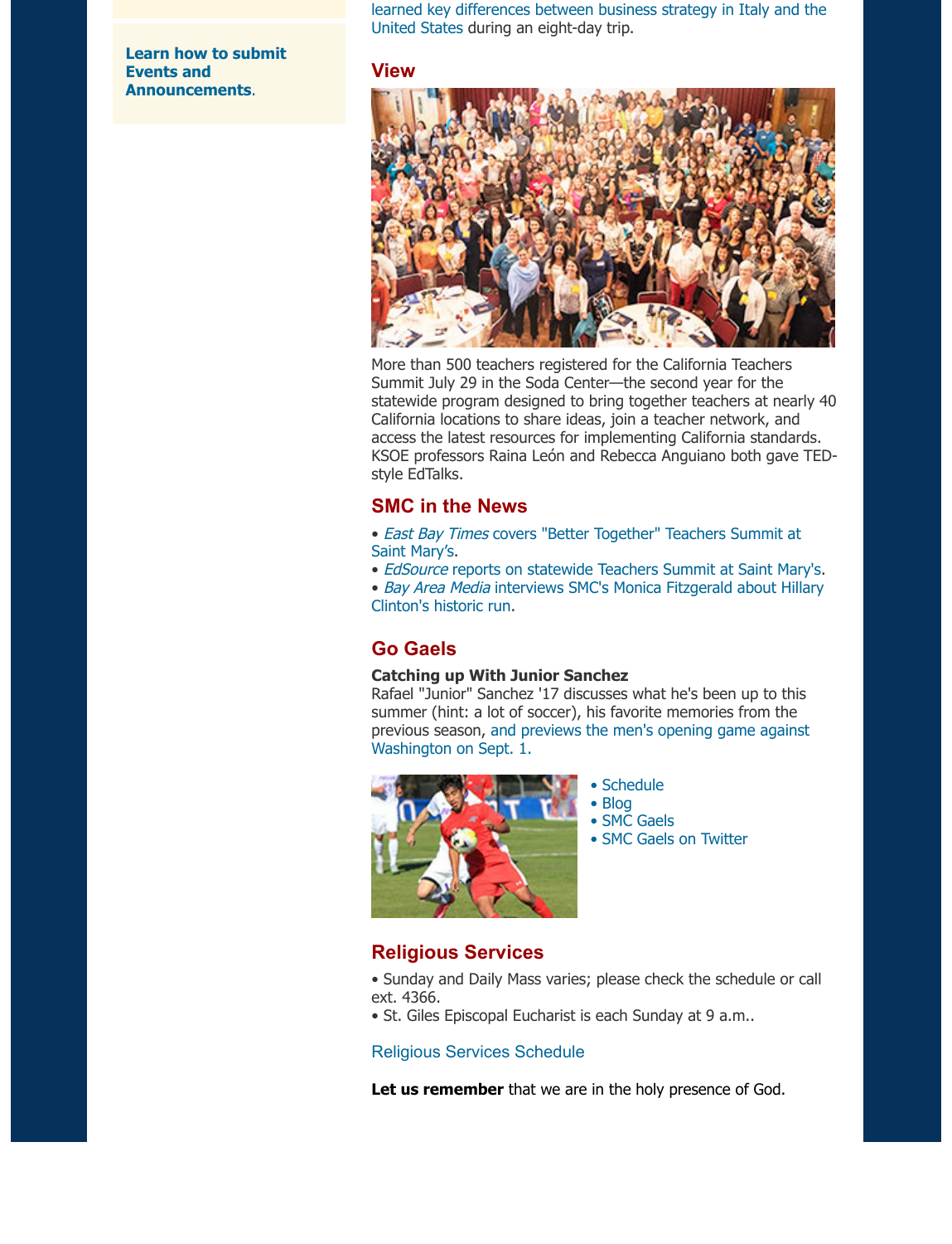**Learn how to submit Events and Announcements**.

learned key differences between business strategy in Italy and the United States during an eight-day trip.

## View

More than 500 teachers registered for the California Teachers Summit July 29 in the Soda Center—the second year for the statewide program designed to bring together teachers at nearly 40 California locations to share ideas, join a teacher network, and access the latest resources for implementing California standards. KSOE professors Raina León and Rebecca Anguiano both gave TED-style EdTalks.

## SMC in the News

- *East Bay Times* covers "Better Together" Teachers Summit at Saint Mary's.
- *EdSource* reports on statewide Teachers Summit at Saint Mary's.
- *Bay Area Media* interviews SMC's Monica Fitzgerald about Hillary Clinton's historic run.

## Go Gaels

**Catching up With Junior Sanchez**
Rafael "Junior" Sanchez '17 discusses what he's been up to this summer (hint: a lot of soccer), his favorite memories from the previous season, and previews the men's opening game against Washington on Sept. 1.

- Schedule
- Blog
- SMC Gaels
- SMC Gaels on Twitter

## Religious Services

- Sunday and Daily Mass varies; please check the schedule or call ext. 4366.
- St. Giles Episcopal Eucharist is each Sunday at 9 a.m..

Religious Services Schedule

**Let us remember** that we are in the holy presence of God.